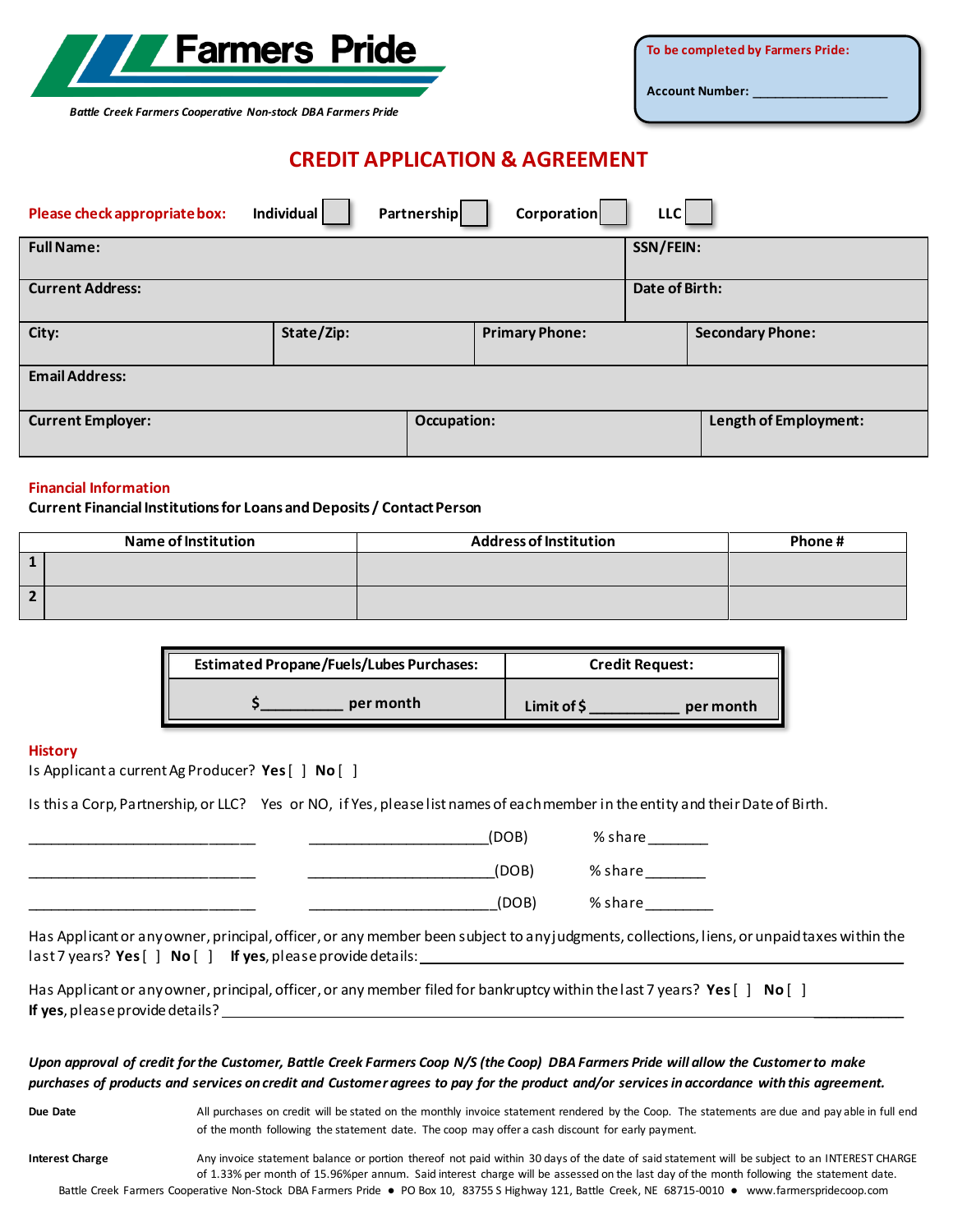Farmers Pride

*Battle Creek Farmers Cooperative Non-stock DBA Farmers Pride*

To be completed by Farmers Pride:

Account Number: ____________________

# CREDIT APPLICATION & AGREEMENT

**Please check appropriate box:** Individual [ ] Partnership [ ] Corporation [ ] LLC [ ]

| **Full Name:** | | | **SSN/FEIN:** |
|---|---|---|---|
| **Current Address:** | | | **Date of Birth:** |
| **City:** | **State/Zip:** | **Primary Phone:** | **Secondary Phone:** |
| **Email Address:** | | | |
| **Current Employer:** | **Occupation:** | | **Length of Employment:** |

## Financial Information

**Current Financial Institutions for Loans and Deposits / Contact Person**

| | Name of Institution | Address of Institution | Phone # |
|---|---|---|---|
| 1 | | | |
| 2 | | | |

| Estimated Propane/Fuels/Lubes Purchases: | Credit Request: |
|---|---|
| $__________ per month | Limit of $ ___________ per month |

## History

Is Applicant a current Ag Producer? **Yes** [ ] **No** [ ]

Is this a Corp, Partnership, or LLC? Yes or NO, if Yes, please list names of each member in the entity and their Date of Birth.

______________________________ ________________________(DOB) % share________

______________________________ _________________________(DOB) % share________

______________________________ _________________________(DOB) % share_________

Has Applicant or any owner, principal, officer, or any member been subject to any judgments, collections, liens, or unpaid taxes within the last 7 years? **Yes** [ ] **No** [ ] **If yes**, please provide details: ____________________________________________

Has Applicant or any owner, principal, officer, or any member filed for bankruptcy within the last 7 years? **Yes** [ ] **No** [ ]
**If yes**, please provide details? ____________________________________________

***Upon approval of credit for the Customer, Battle Creek Farmers Coop N/S (the Coop) DBA Farmers Pride will allow the Customer to make purchases of products and services on credit and Customer agrees to pay for the product and/or services in accordance with this agreement.***

**Due Date** — All purchases on credit will be stated on the monthly invoice statement rendered by the Coop. The statements are due and payable in full end of the month following the statement date. The coop may offer a cash discount for early payment.

**Interest Charge** — Any invoice statement balance or portion thereof not paid within 30 days of the date of said statement will be subject to an INTEREST CHARGE of 1.33% per month of 15.96%per annum. Said interest charge will be assessed on the last day of the month following the statement date.

Battle Creek Farmers Cooperative Non-Stock DBA Farmers Pride ● PO Box 10, 83755 S Highway 121, Battle Creek, NE 68715-0010 ● www.farmerspridecoop.com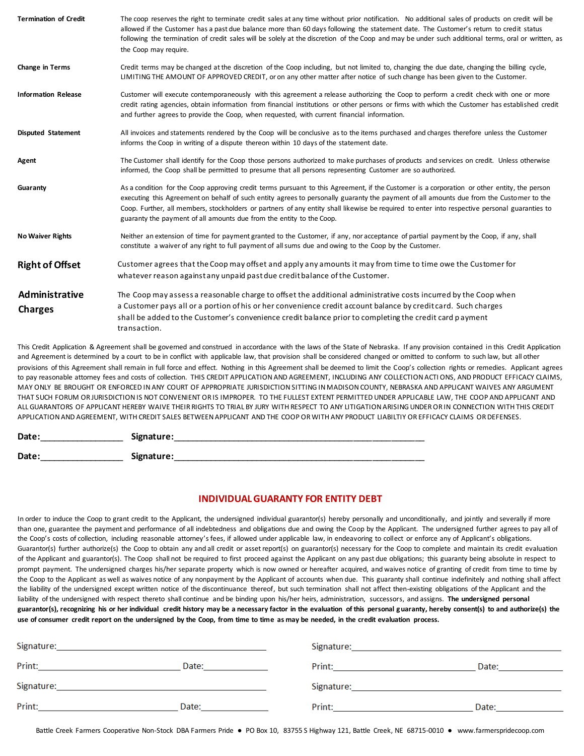**Termination of Credit**

The coop reserves the right to terminate credit sales at any time without prior notification. No additional sales of products on credit will be allowed if the Customer has a past due balance more than 60 days following the statement date. The Customer's return to credit status following the termination of credit sales will be solely at the discretion of the Coop and may be under such additional terms, oral or written, as the Coop may require.

**Change in Terms**

Credit terms may be changed at the discretion of the Coop including, but not limited to, changing the due date, changing the billing cycle, LIMITING THE AMOUNT OF APPROVED CREDIT, or on any other matter after notice of such change has been given to the Customer.

**Information Release**

Customer will execute contemporaneously with this agreement a release authorizing the Coop to perform a credit check with one or more credit rating agencies, obtain information from financial institutions or other persons or firms with which the Customer has established credit and further agrees to provide the Coop, when requested, with current financial information.

**Disputed Statement**

All invoices and statements rendered by the Coop will be conclusive as to the items purchased and charges therefore unless the Customer informs the Coop in writing of a dispute thereon within 10 days of the statement date.

**Agent**

The Customer shall identify for the Coop those persons authorized to make purchases of products and services on credit. Unless otherwise informed, the Coop shall be permitted to presume that all persons representing Customer are so authorized.

**Guaranty**

As a condition for the Coop approving credit terms pursuant to this Agreement, if the Customer is a corporation or other entity, the person executing this Agreement on behalf of such entity agrees to personally guaranty the payment of all amounts due from the Customer to the Coop. Further, all members, stockholders or partners of any entity shall likewise be required to enter into respective personal guaranties to guaranty the payment of all amounts due from the entity to the Coop.

**No Waiver Rights**

Neither an extension of time for payment granted to the Customer, if any, nor acceptance of partial payment by the Coop, if any, shall constitute a waiver of any right to full payment of all sums due and owing to the Coop by the Customer.

**Right of Offset**

Customer agrees that the Coop may offset and apply any amounts it may from time to time owe the Customer for whatever reason against any unpaid past due credit balance of the Customer.

**Administrative Charges**

The Coop may assess a reasonable charge to offset the additional administrative costs incurred by the Coop when a Customer pays all or a portion of his or her convenience credit account balance by credit card. Such charges shall be added to the Customer's convenience credit balance prior to completing the credit card payment transaction.

This Credit Application & Agreement shall be governed and construed in accordance with the laws of the State of Nebraska. If any provision contained in this Credit Application and Agreement is determined by a court to be in conflict with applicable law, that provision shall be considered changed or omitted to conform to such law, but all other provisions of this Agreement shall remain in full force and effect. Nothing in this Agreement shall be deemed to limit the Coop's collection rights or remedies. Applicant agrees to pay reasonable attorney fees and costs of collection. THIS CREDIT APPLICATION AND AGREEMENT, INCLUDING ANY COLLECTION ACTIONS, AND PRODUCT EFFICACY CLAIMS, MAY ONLY BE BROUGHT OR ENFORCED IN ANY COURT OF APPROPRIATE JURISDICTION SITTING IN MADISON COUNTY, NEBRASKA AND APPLICANT WAIVES ANY ARGUMENT THAT SUCH FORUM OR JURISDICTION IS NOT CONVENIENT OR IS IMPROPER. TO THE FULLEST EXTENT PERMITTED UNDER APPLICABLE LAW, THE COOP AND APPLICANT AND ALL GUARANTORS OF APPLICANT HEREBY WAIVE THEIR RIGHTS TO TRIAL BY JURY WITH RESPECT TO ANY LITIGATION ARISING UNDER OR IN CONNECTION WITH THIS CREDIT APPLICATION AND AGREEMENT, WITH CREDIT SALES BETWEEN APPLICANT AND THE COOP OR WITH ANY PRODUCT LIABLTIY OR EFFICACY CLAIMS OR DEFENSES.

**Date:**__________________ **Signature:**____________________________________________________________

**Date:**__________________ **Signature:**____________________________________________________________

## INDIVIDUAL GUARANTY FOR ENTITY DEBT

In order to induce the Coop to grant credit to the Applicant, the undersigned individual guarantor(s) hereby personally and unconditionally, and jointly and severally if more than one, guarantee the payment and performance of all indebtedness and obligations due and owing the Coop by the Applicant. The undersigned further agrees to pay all of the Coop's costs of collection, including reasonable attorney's fees, if allowed under applicable law, in endeavoring to collect or enforce any of Applicant's obligations. Guarantor(s) further authorize(s) the Coop to obtain any and all credit or asset report(s) on guarantor(s) necessary for the Coop to complete and maintain its credit evaluation of the Applicant and guarantor(s). The Coop shall not be required to first proceed against the Applicant on any past due obligations; this guaranty being absolute in respect to prompt payment. The undersigned charges his/her separate property which is now owned or hereafter acquired, and waives notice of granting of credit from time to time by the Coop to the Applicant as well as waives notice of any nonpayment by the Applicant of accounts when due. This guaranty shall continue indefinitely and nothing shall affect the liability of the undersigned except written notice of the discontinuance thereof, but such termination shall not affect then-existing obligations of the Applicant and the liability of the undersigned with respect thereto shall continue and be binding upon his/her heirs, administration, successors, and assigns. **The undersigned personal guarantor(s), recognizing his or her individual credit history may be a necessary factor in the evaluation of this personal guaranty, hereby consent(s) to and authorize(s) the use of consumer credit report on the undersigned by the Coop, from time to time as may be needed, in the credit evaluation process.**

Signature:_______________________________________________

Print:________________________________ Date:______________

Signature:_______________________________________________

Print:________________________________ Date:______________

Signature:_______________________________________________

Print:________________________________ Date:______________

Signature:_______________________________________________

Print:________________________________ Date:______________

Battle Creek Farmers Cooperative Non-Stock DBA Farmers Pride • PO Box 10, 83755 S Highway 121, Battle Creek, NE 68715-0010 • www.farmerspridecoop.com